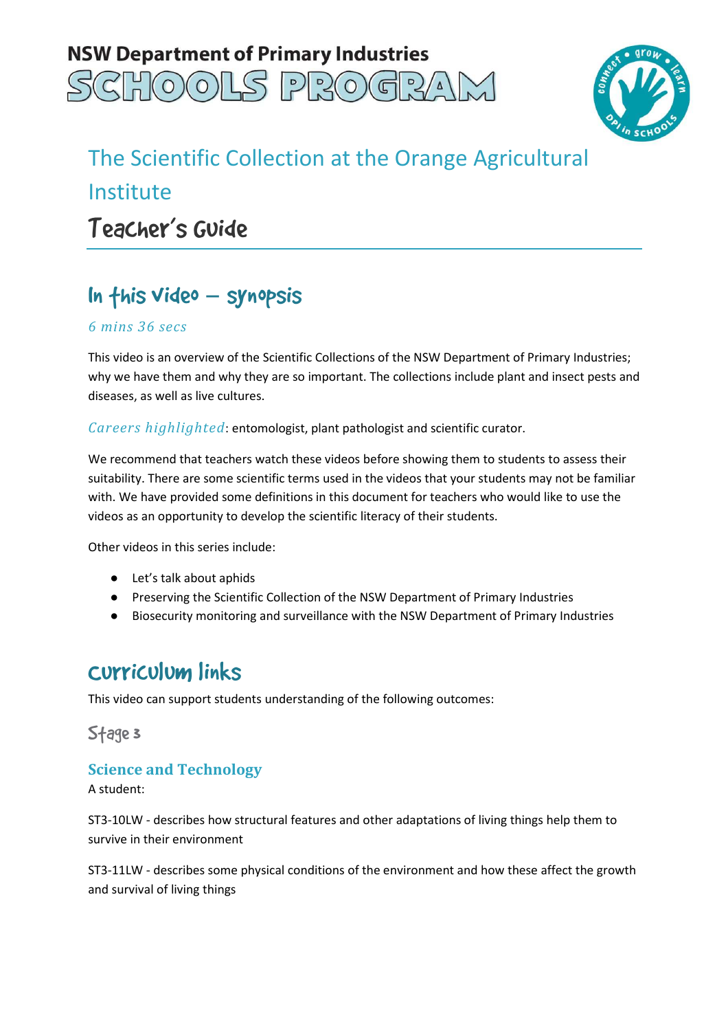NSW Department of Primary Industries

SCHOOLS PROGRAM

# The Scientific Collection at the Orange Agricultural Institute

# Teacher's Guide

## In this video – synopsis

*6 mins 36 secs*

This video is an overview of the Scientific Collections of the NSW Department of Primary Industries; why we have them and why they are so important. The collections include plant and insect pests and diseases, as well as live cultures.

*Careers highlighted*: entomologist, plant pathologist and scientific curator.

We recommend that teachers watch these videos before showing them to students to assess their suitability. There are some scientific terms used in the videos that your students may not be familiar with. We have provided some definitions in this document for teachers who would like to use the videos as an opportunity to develop the scientific literacy of their students.

Other videos in this series include:

- Let's talk about aphids
- Preserving the Scientific Collection of the NSW Department of Primary Industries
- Biosecurity monitoring and surveillance with the NSW Department of Primary Industries

## Curriculum links

This video can support students understanding of the following outcomes:

### Stage 3

#### Science and Technology

A student:

ST3-10LW - describes how structural features and other adaptations of living things help them to survive in their environment

ST3-11LW - describes some physical conditions of the environment and how these affect the growth and survival of living things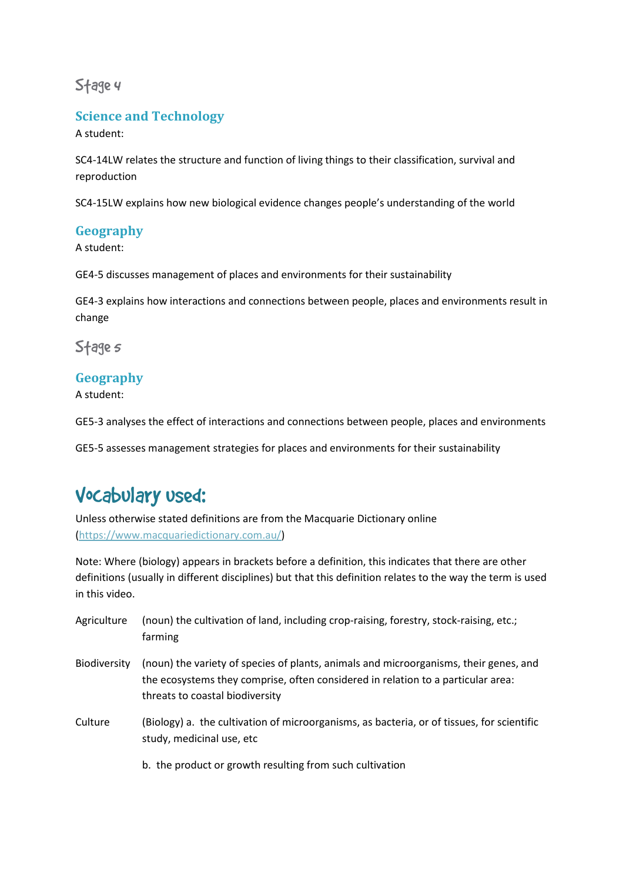## Stage 4

### Science and Technology

A student:

SC4-14LW relates the structure and function of living things to their classification, survival and reproduction

SC4-15LW explains how new biological evidence changes people's understanding of the world

### Geography

A student:

GE4-5 discusses management of places and environments for their sustainability

GE4-3 explains how interactions and connections between people, places and environments result in change

## Stage 5

### Geography

A student:

GE5-3 analyses the effect of interactions and connections between people, places and environments

GE5-5 assesses management strategies for places and environments for their sustainability

# Vocabulary used:

Unless otherwise stated definitions are from the Macquarie Dictionary online (https://www.macquariedictionary.com.au/)

Note: Where (biology) appears in brackets before a definition, this indicates that there are other definitions (usually in different disciplines) but that this definition relates to the way the term is used in this video.

| | |
|---|---|
| Agriculture | (noun) the cultivation of land, including crop-raising, forestry, stock-raising, etc.; farming |
| Biodiversity | (noun) the variety of species of plants, animals and microorganisms, their genes, and the ecosystems they comprise, often considered in relation to a particular area: threats to coastal biodiversity |
| Culture | (Biology) a. the cultivation of microorganisms, as bacteria, or of tissues, for scientific study, medicinal use, etc<br><br>b. the product or growth resulting from such cultivation |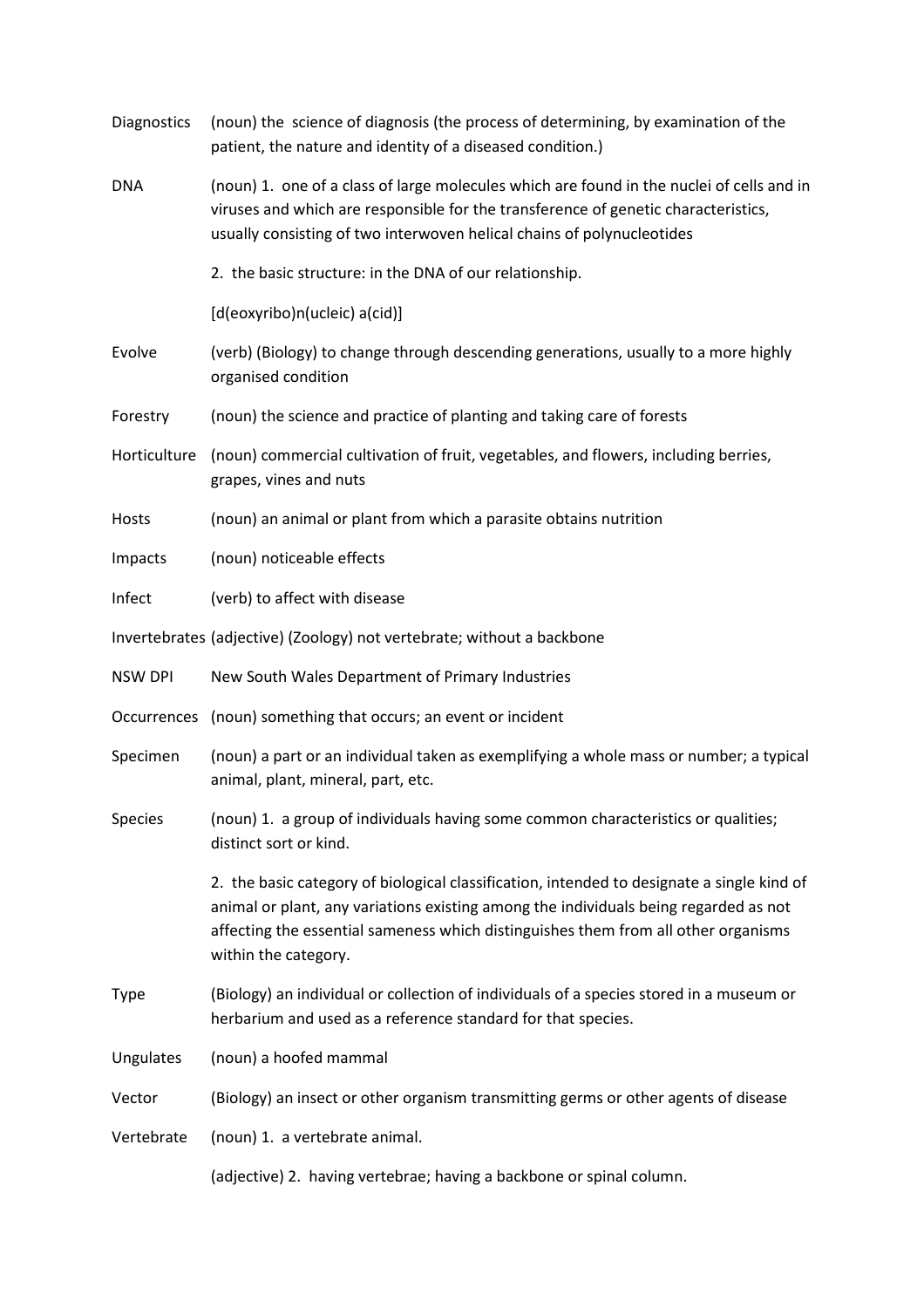| | |
|---|---|
| Diagnostics | (noun) the science of diagnosis (the process of determining, by examination of the patient, the nature and identity of a diseased condition.) |
| DNA | (noun) 1. one of a class of large molecules which are found in the nuclei of cells and in viruses and which are responsible for the transference of genetic characteristics, usually consisting of two interwoven helical chains of polynucleotides |
| | 2. the basic structure: in the DNA of our relationship. |
| | [d(eoxyribo)n(ucleic) a(cid)] |
| Evolve | (verb) (Biology) to change through descending generations, usually to a more highly organised condition |
| Forestry | (noun) the science and practice of planting and taking care of forests |
| Horticulture | (noun) commercial cultivation of fruit, vegetables, and flowers, including berries, grapes, vines and nuts |
| Hosts | (noun) an animal or plant from which a parasite obtains nutrition |
| Impacts | (noun) noticeable effects |
| Infect | (verb) to affect with disease |
| Invertebrates | (adjective) (Zoology) not vertebrate; without a backbone |
| NSW DPI | New South Wales Department of Primary Industries |
| Occurrences | (noun) something that occurs; an event or incident |
| Specimen | (noun) a part or an individual taken as exemplifying a whole mass or number; a typical animal, plant, mineral, part, etc. |
| Species | (noun) 1. a group of individuals having some common characteristics or qualities; distinct sort or kind. |
| | 2. the basic category of biological classification, intended to designate a single kind of animal or plant, any variations existing among the individuals being regarded as not affecting the essential sameness which distinguishes them from all other organisms within the category. |
| Type | (Biology) an individual or collection of individuals of a species stored in a museum or herbarium and used as a reference standard for that species. |
| Ungulates | (noun) a hoofed mammal |
| Vector | (Biology) an insect or other organism transmitting germs or other agents of disease |
| Vertebrate | (noun) 1. a vertebrate animal. |
| | (adjective) 2. having vertebrae; having a backbone or spinal column. |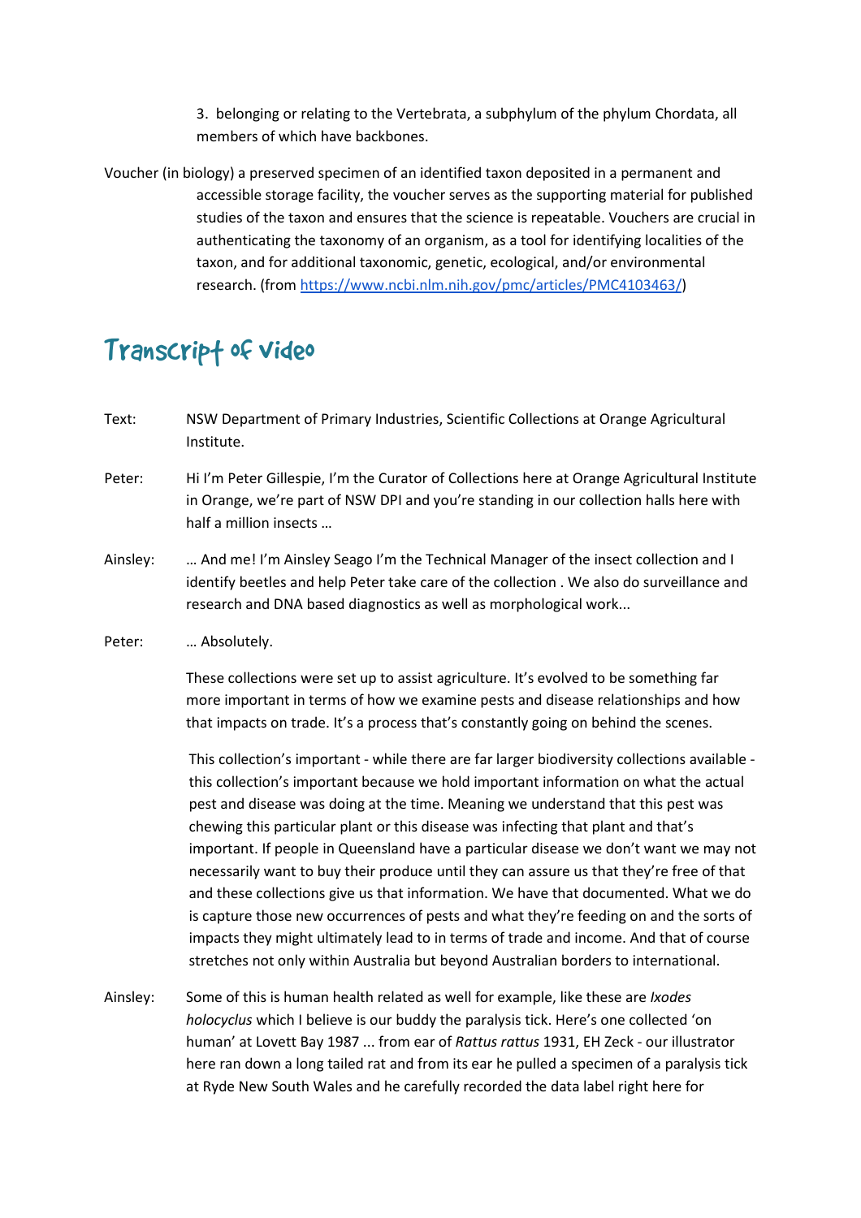3. belonging or relating to the Vertebrata, a subphylum of the phylum Chordata, all members of which have backbones.

Voucher (in biology) a preserved specimen of an identified taxon deposited in a permanent and accessible storage facility, the voucher serves as the supporting material for published studies of the taxon and ensures that the science is repeatable. Vouchers are crucial in authenticating the taxonomy of an organism, as a tool for identifying localities of the taxon, and for additional taxonomic, genetic, ecological, and/or environmental research. (from https://www.ncbi.nlm.nih.gov/pmc/articles/PMC4103463/)

## Transcript of video

Text: NSW Department of Primary Industries, Scientific Collections at Orange Agricultural Institute.

Peter: Hi I'm Peter Gillespie, I'm the Curator of Collections here at Orange Agricultural Institute in Orange, we're part of NSW DPI and you're standing in our collection halls here with half a million insects …

Ainsley: … And me! I'm Ainsley Seago I'm the Technical Manager of the insect collection and I identify beetles and help Peter take care of the collection . We also do surveillance and research and DNA based diagnostics as well as morphological work...

Peter: … Absolutely.

These collections were set up to assist agriculture. It's evolved to be something far more important in terms of how we examine pests and disease relationships and how that impacts on trade. It's a process that's constantly going on behind the scenes.

This collection's important - while there are far larger biodiversity collections available - this collection's important because we hold important information on what the actual pest and disease was doing at the time. Meaning we understand that this pest was chewing this particular plant or this disease was infecting that plant and that's important. If people in Queensland have a particular disease we don't want we may not necessarily want to buy their produce until they can assure us that they're free of that and these collections give us that information. We have that documented. What we do is capture those new occurrences of pests and what they're feeding on and the sorts of impacts they might ultimately lead to in terms of trade and income. And that of course stretches not only within Australia but beyond Australian borders to international.

Ainsley: Some of this is human health related as well for example, like these are *Ixodes holocyclus* which I believe is our buddy the paralysis tick. Here's one collected 'on human' at Lovett Bay 1987 ... from ear of *Rattus rattus* 1931, EH Zeck - our illustrator here ran down a long tailed rat and from its ear he pulled a specimen of a paralysis tick at Ryde New South Wales and he carefully recorded the data label right here for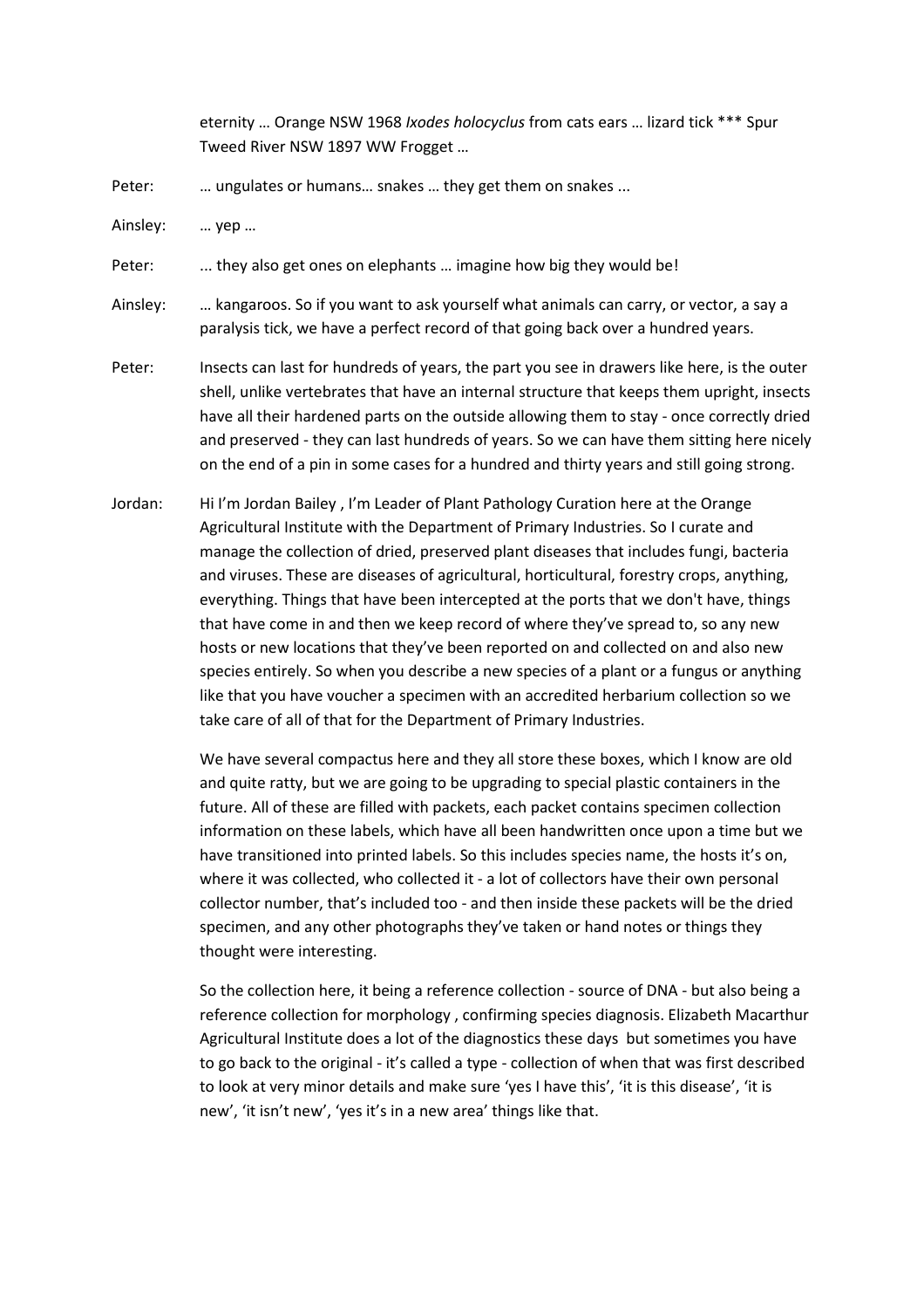eternity … Orange NSW 1968 *Ixodes holocyclus* from cats ears … lizard tick *** Spur Tweed River NSW 1897 WW Frogget …

Peter: … ungulates or humans… snakes … they get them on snakes ...

Ainsley: … yep …

Peter: ... they also get ones on elephants … imagine how big they would be!

Ainsley: … kangaroos. So if you want to ask yourself what animals can carry, or vector, a say a paralysis tick, we have a perfect record of that going back over a hundred years.

Peter: Insects can last for hundreds of years, the part you see in drawers like here, is the outer shell, unlike vertebrates that have an internal structure that keeps them upright, insects have all their hardened parts on the outside allowing them to stay - once correctly dried and preserved - they can last hundreds of years. So we can have them sitting here nicely on the end of a pin in some cases for a hundred and thirty years and still going strong.

Jordan: Hi I'm Jordan Bailey , I'm Leader of Plant Pathology Curation here at the Orange Agricultural Institute with the Department of Primary Industries. So I curate and manage the collection of dried, preserved plant diseases that includes fungi, bacteria and viruses. These are diseases of agricultural, horticultural, forestry crops, anything, everything. Things that have been intercepted at the ports that we don't have, things that have come in and then we keep record of where they've spread to, so any new hosts or new locations that they've been reported on and collected on and also new species entirely. So when you describe a new species of a plant or a fungus or anything like that you have voucher a specimen with an accredited herbarium collection so we take care of all of that for the Department of Primary Industries.

We have several compactus here and they all store these boxes, which I know are old and quite ratty, but we are going to be upgrading to special plastic containers in the future. All of these are filled with packets, each packet contains specimen collection information on these labels, which have all been handwritten once upon a time but we have transitioned into printed labels. So this includes species name, the hosts it's on, where it was collected, who collected it - a lot of collectors have their own personal collector number, that's included too - and then inside these packets will be the dried specimen, and any other photographs they've taken or hand notes or things they thought were interesting.

So the collection here, it being a reference collection - source of DNA - but also being a reference collection for morphology , confirming species diagnosis. Elizabeth Macarthur Agricultural Institute does a lot of the diagnostics these days but sometimes you have to go back to the original - it's called a type - collection of when that was first described to look at very minor details and make sure 'yes I have this', 'it is this disease', 'it is new', 'it isn't new', 'yes it's in a new area' things like that.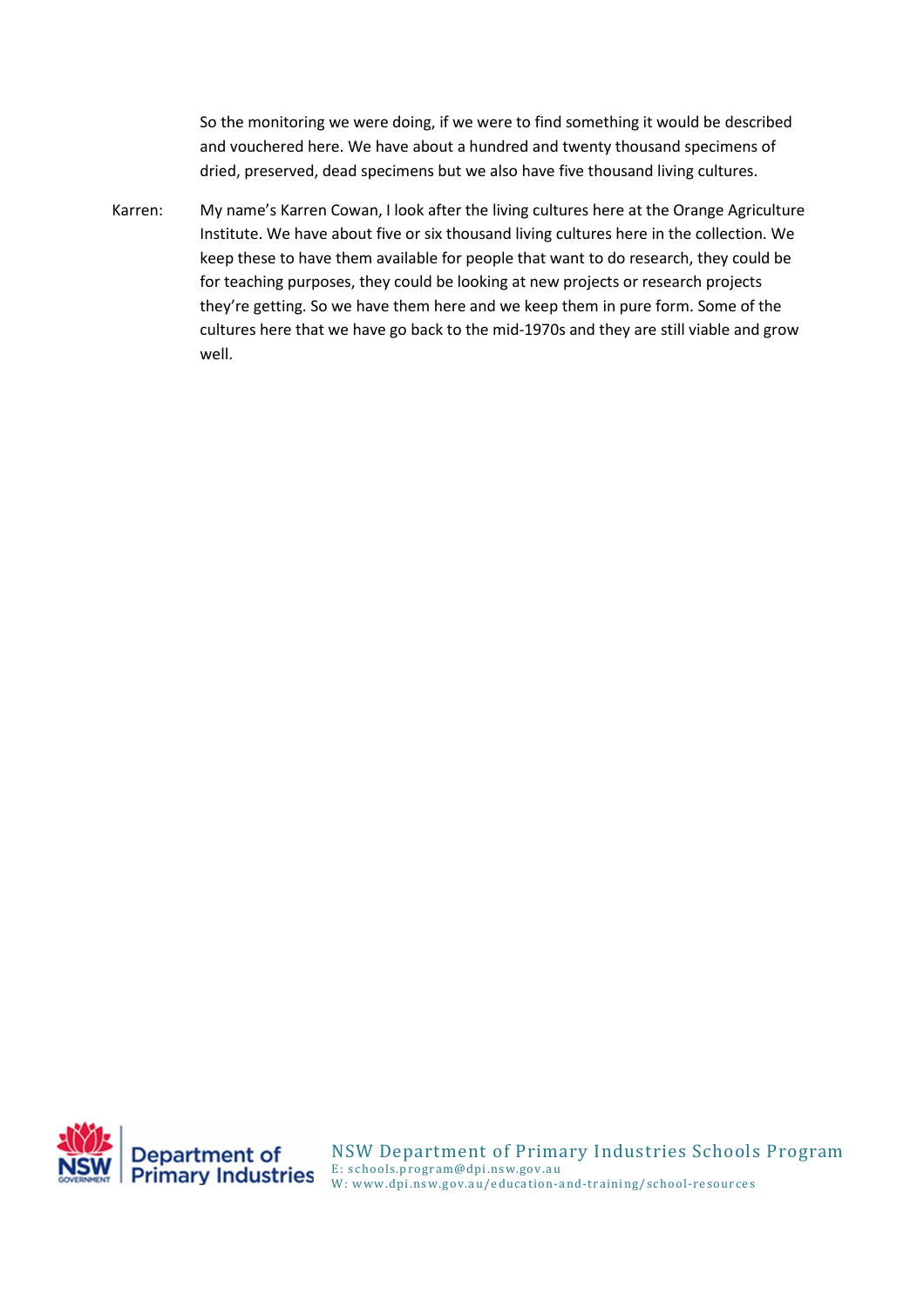So the monitoring we were doing, if we were to find something it would be described and vouchered here. We have about a hundred and twenty thousand specimens of dried, preserved, dead specimens but we also have five thousand living cultures.

Karren: My name's Karren Cowan, I look after the living cultures here at the Orange Agriculture Institute. We have about five or six thousand living cultures here in the collection. We keep these to have them available for people that want to do research, they could be for teaching purposes, they could be looking at new projects or research projects they're getting. So we have them here and we keep them in pure form. Some of the cultures here that we have go back to the mid-1970s and they are still viable and grow well.